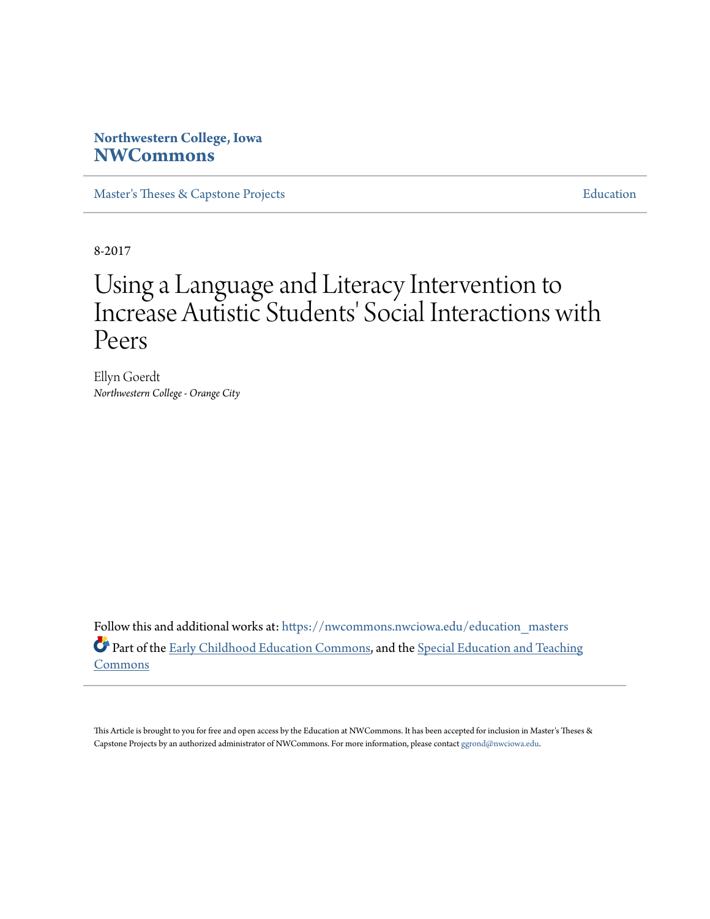**Northwestern College, Iowa**
**NWCommons**

Master's Theses & Capstone Projects | Education

8-2017

# Using a Language and Literacy Intervention to Increase Autistic Students' Social Interactions with Peers

Ellyn Goerdt
*Northwestern College - Orange City*

Follow this and additional works at: https://nwcommons.nwciowa.edu/education_masters

Part of the Early Childhood Education Commons, and the Special Education and Teaching Commons

This Article is brought to you for free and open access by the Education at NWCommons. It has been accepted for inclusion in Master's Theses & Capstone Projects by an authorized administrator of NWCommons. For more information, please contact ggrond@nwciowa.edu.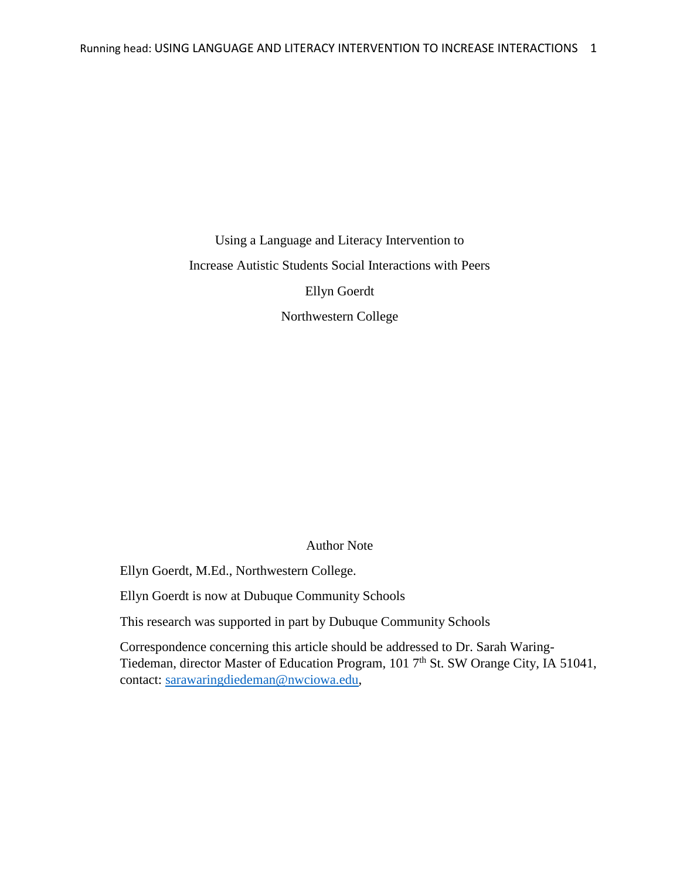Using a Language and Literacy Intervention to

Increase Autistic Students Social Interactions with Peers

Ellyn Goerdt

Northwestern College

Author Note

Ellyn Goerdt, M.Ed., Northwestern College.

Ellyn Goerdt is now at Dubuque Community Schools

This research was supported in part by Dubuque Community Schools

Correspondence concerning this article should be addressed to Dr. Sarah Waring-Tiedeman, director Master of Education Program, 101 7th St. SW Orange City, IA 51041, contact: sarawaringdiedeman@nwciowa.edu,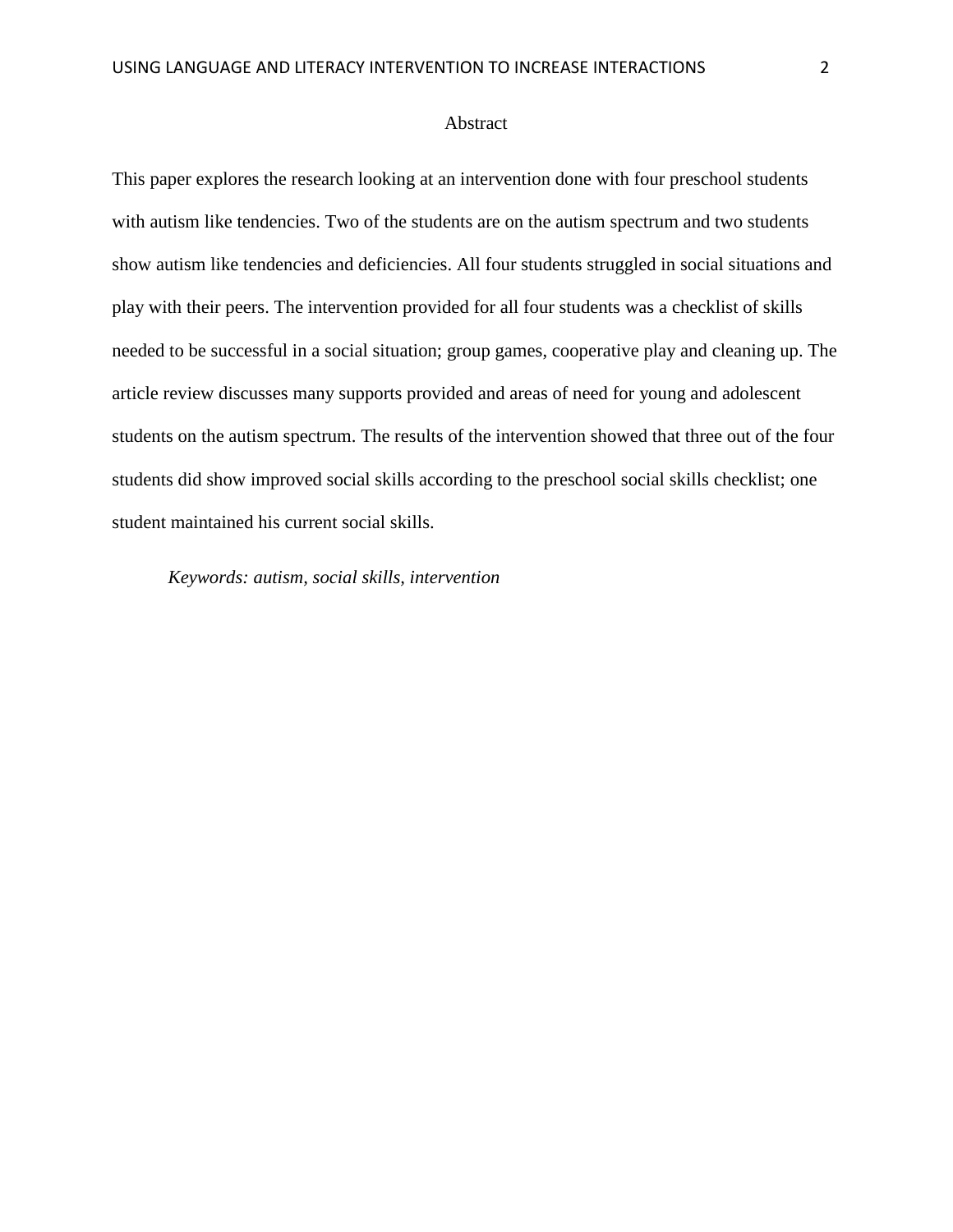# Abstract

This paper explores the research looking at an intervention done with four preschool students with autism like tendencies. Two of the students are on the autism spectrum and two students show autism like tendencies and deficiencies. All four students struggled in social situations and play with their peers. The intervention provided for all four students was a checklist of skills needed to be successful in a social situation; group games, cooperative play and cleaning up. The article review discusses many supports provided and areas of need for young and adolescent students on the autism spectrum. The results of the intervention showed that three out of the four students did show improved social skills according to the preschool social skills checklist; one student maintained his current social skills.

*Keywords: autism, social skills, intervention*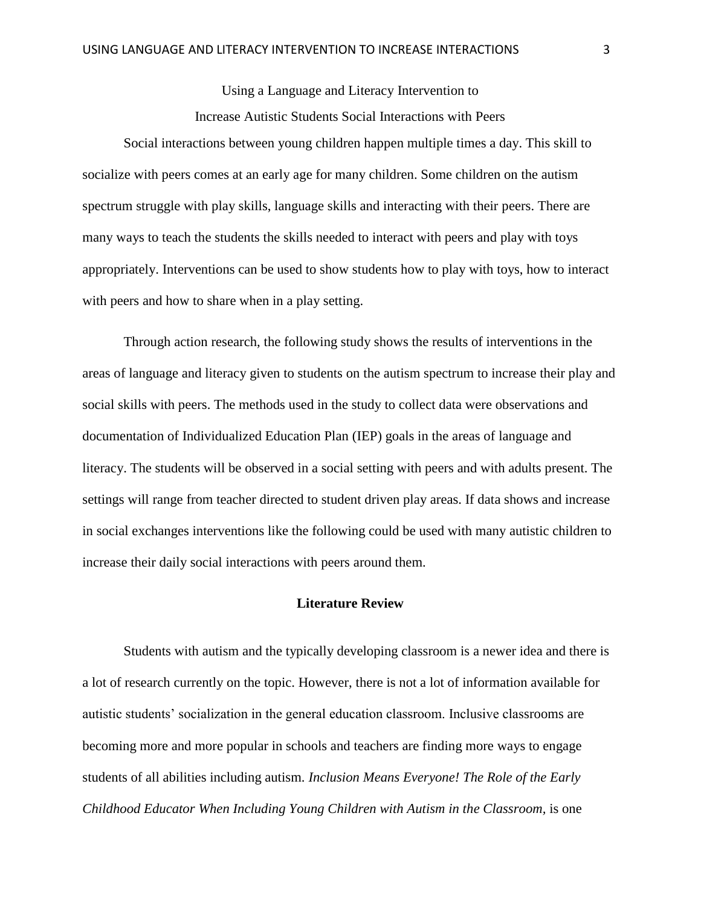Using a Language and Literacy Intervention to  
Increase Autistic Students Social Interactions with Peers

Social interactions between young children happen multiple times a day. This skill to socialize with peers comes at an early age for many children. Some children on the autism spectrum struggle with play skills, language skills and interacting with their peers. There are many ways to teach the students the skills needed to interact with peers and play with toys appropriately. Interventions can be used to show students how to play with toys, how to interact with peers and how to share when in a play setting.

Through action research, the following study shows the results of interventions in the areas of language and literacy given to students on the autism spectrum to increase their play and social skills with peers. The methods used in the study to collect data were observations and documentation of Individualized Education Plan (IEP) goals in the areas of language and literacy. The students will be observed in a social setting with peers and with adults present. The settings will range from teacher directed to student driven play areas. If data shows and increase in social exchanges interventions like the following could be used with many autistic children to increase their daily social interactions with peers around them.

## Literature Review

Students with autism and the typically developing classroom is a newer idea and there is a lot of research currently on the topic. However, there is not a lot of information available for autistic students' socialization in the general education classroom. Inclusive classrooms are becoming more and more popular in schools and teachers are finding more ways to engage students of all abilities including autism. *Inclusion Means Everyone! The Role of the Early Childhood Educator When Including Young Children with Autism in the Classroom,* is one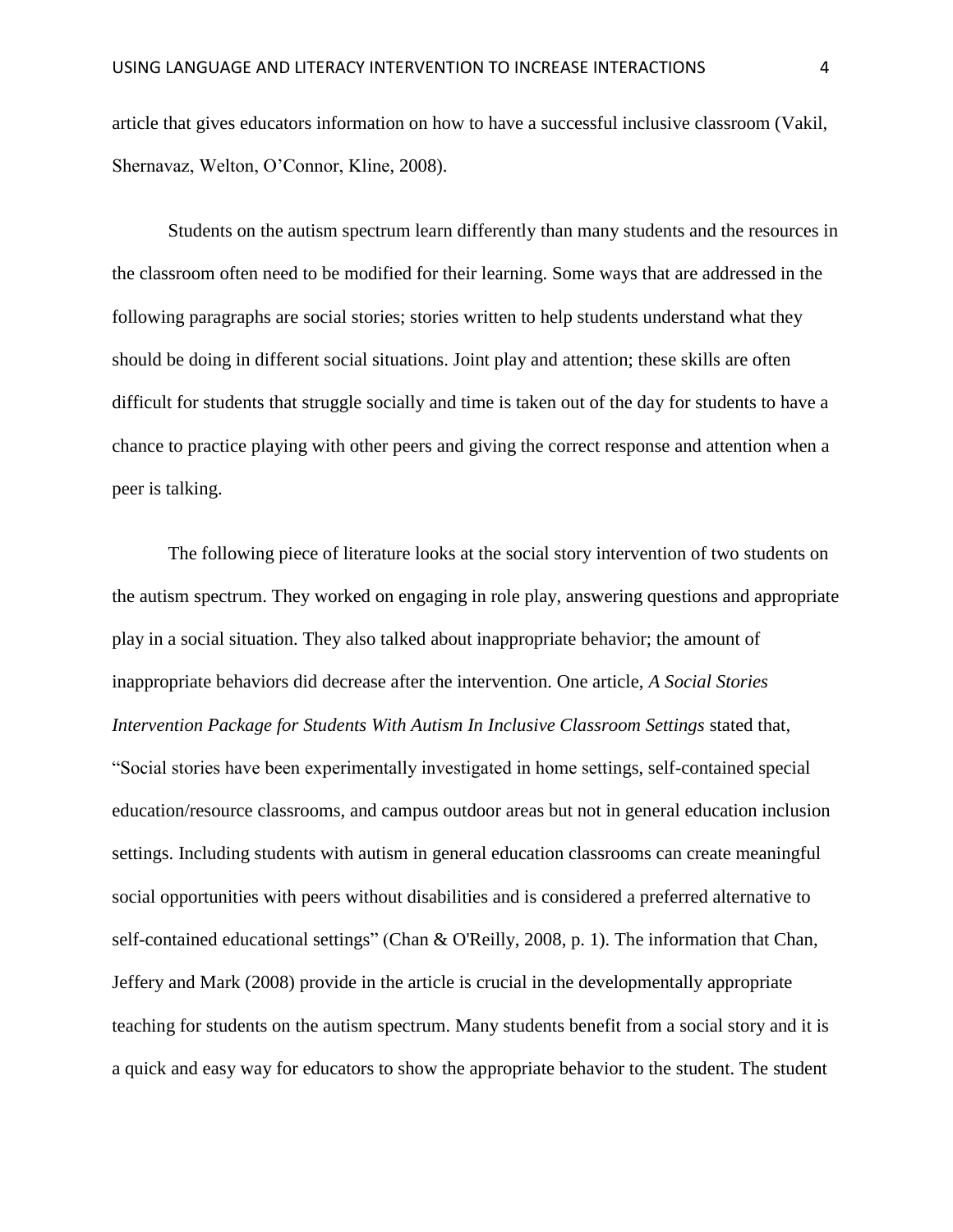article that gives educators information on how to have a successful inclusive classroom (Vakil, Shernavaz, Welton, O'Connor, Kline, 2008).

Students on the autism spectrum learn differently than many students and the resources in the classroom often need to be modified for their learning. Some ways that are addressed in the following paragraphs are social stories; stories written to help students understand what they should be doing in different social situations. Joint play and attention; these skills are often difficult for students that struggle socially and time is taken out of the day for students to have a chance to practice playing with other peers and giving the correct response and attention when a peer is talking.

The following piece of literature looks at the social story intervention of two students on the autism spectrum. They worked on engaging in role play, answering questions and appropriate play in a social situation. They also talked about inappropriate behavior; the amount of inappropriate behaviors did decrease after the intervention. One article, *A Social Stories Intervention Package for Students With Autism In Inclusive Classroom Settings* stated that, "Social stories have been experimentally investigated in home settings, self-contained special education/resource classrooms, and campus outdoor areas but not in general education inclusion settings. Including students with autism in general education classrooms can create meaningful social opportunities with peers without disabilities and is considered a preferred alternative to self-contained educational settings" (Chan & O'Reilly, 2008, p. 1). The information that Chan, Jeffery and Mark (2008) provide in the article is crucial in the developmentally appropriate teaching for students on the autism spectrum. Many students benefit from a social story and it is a quick and easy way for educators to show the appropriate behavior to the student. The student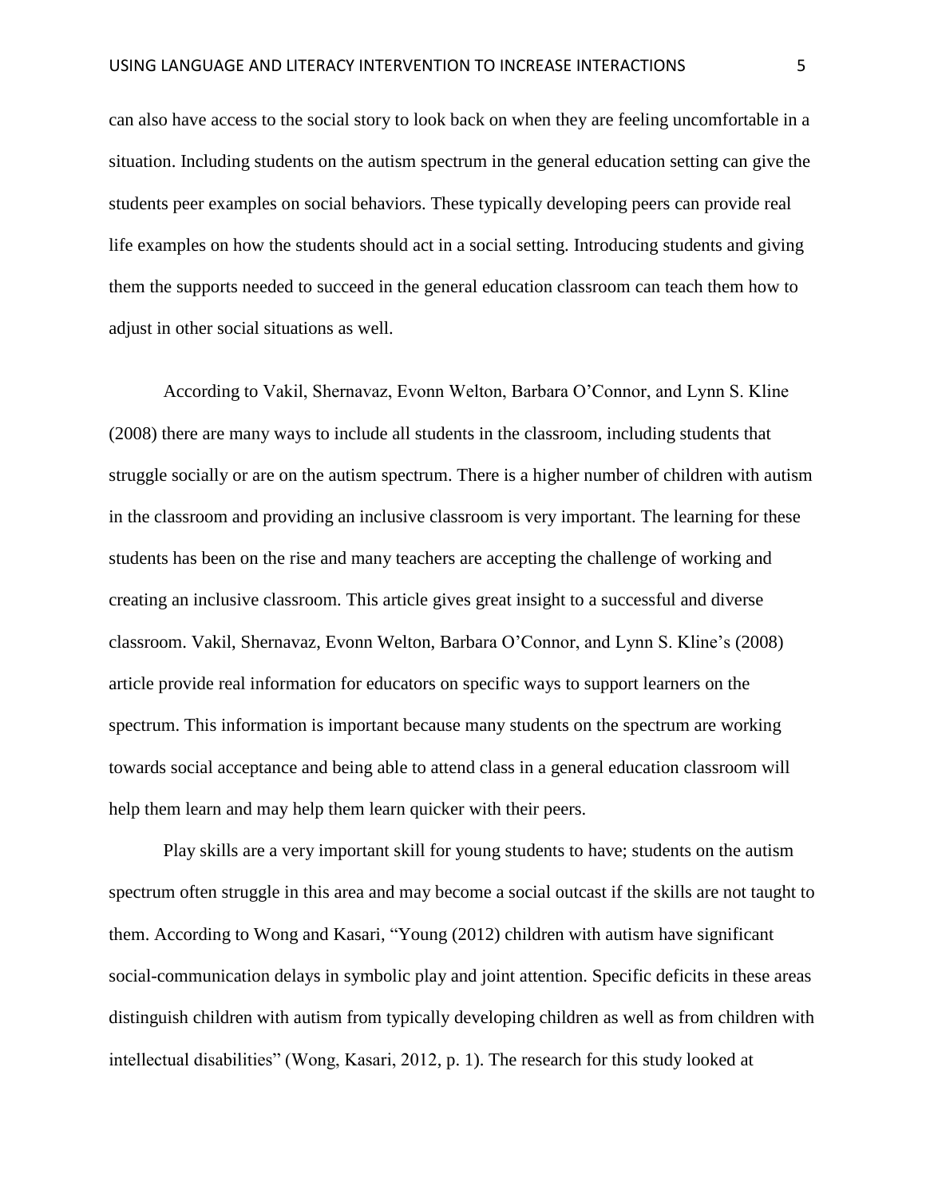can also have access to the social story to look back on when they are feeling uncomfortable in a situation. Including students on the autism spectrum in the general education setting can give the students peer examples on social behaviors. These typically developing peers can provide real life examples on how the students should act in a social setting. Introducing students and giving them the supports needed to succeed in the general education classroom can teach them how to adjust in other social situations as well.

According to Vakil, Shernavaz, Evonn Welton, Barbara O'Connor, and Lynn S. Kline (2008) there are many ways to include all students in the classroom, including students that struggle socially or are on the autism spectrum. There is a higher number of children with autism in the classroom and providing an inclusive classroom is very important. The learning for these students has been on the rise and many teachers are accepting the challenge of working and creating an inclusive classroom. This article gives great insight to a successful and diverse classroom. Vakil, Shernavaz, Evonn Welton, Barbara O'Connor, and Lynn S. Kline's (2008) article provide real information for educators on specific ways to support learners on the spectrum. This information is important because many students on the spectrum are working towards social acceptance and being able to attend class in a general education classroom will help them learn and may help them learn quicker with their peers.

Play skills are a very important skill for young students to have; students on the autism spectrum often struggle in this area and may become a social outcast if the skills are not taught to them. According to Wong and Kasari, "Young (2012) children with autism have significant social-communication delays in symbolic play and joint attention. Specific deficits in these areas distinguish children with autism from typically developing children as well as from children with intellectual disabilities" (Wong, Kasari, 2012, p. 1). The research for this study looked at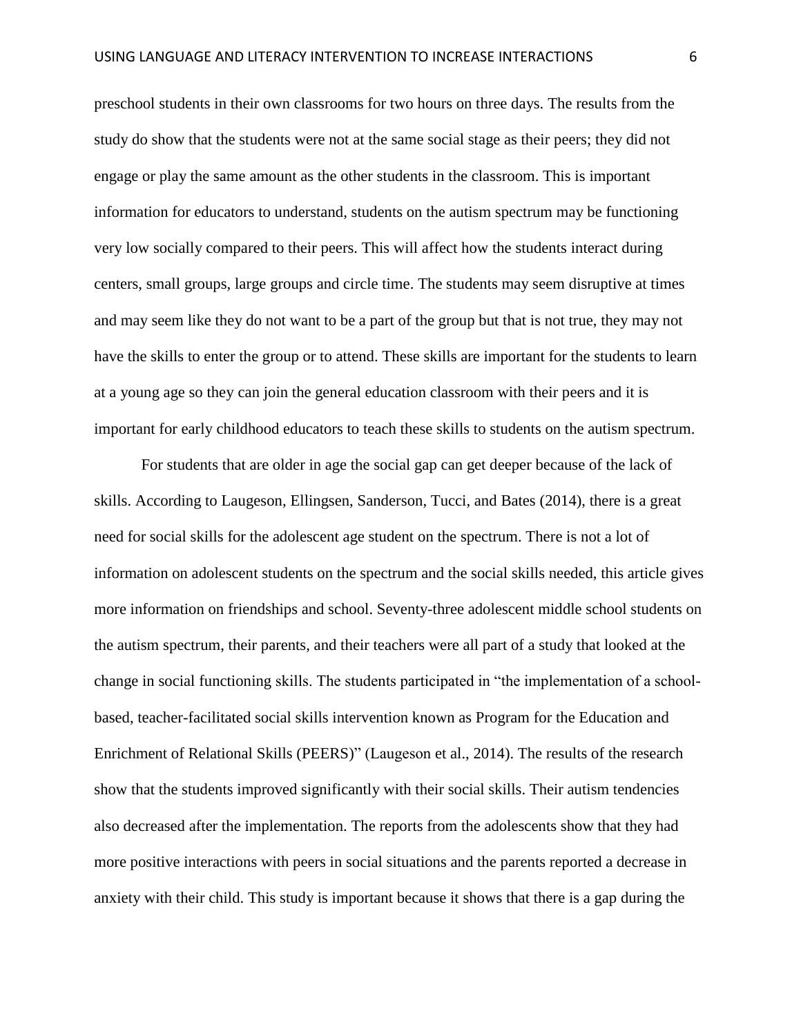preschool students in their own classrooms for two hours on three days. The results from the study do show that the students were not at the same social stage as their peers; they did not engage or play the same amount as the other students in the classroom. This is important information for educators to understand, students on the autism spectrum may be functioning very low socially compared to their peers. This will affect how the students interact during centers, small groups, large groups and circle time. The students may seem disruptive at times and may seem like they do not want to be a part of the group but that is not true, they may not have the skills to enter the group or to attend. These skills are important for the students to learn at a young age so they can join the general education classroom with their peers and it is important for early childhood educators to teach these skills to students on the autism spectrum.

For students that are older in age the social gap can get deeper because of the lack of skills. According to Laugeson, Ellingsen, Sanderson, Tucci, and Bates (2014), there is a great need for social skills for the adolescent age student on the spectrum. There is not a lot of information on adolescent students on the spectrum and the social skills needed, this article gives more information on friendships and school. Seventy-three adolescent middle school students on the autism spectrum, their parents, and their teachers were all part of a study that looked at the change in social functioning skills. The students participated in "the implementation of a school-based, teacher-facilitated social skills intervention known as Program for the Education and Enrichment of Relational Skills (PEERS)" (Laugeson et al., 2014). The results of the research show that the students improved significantly with their social skills. Their autism tendencies also decreased after the implementation. The reports from the adolescents show that they had more positive interactions with peers in social situations and the parents reported a decrease in anxiety with their child. This study is important because it shows that there is a gap during the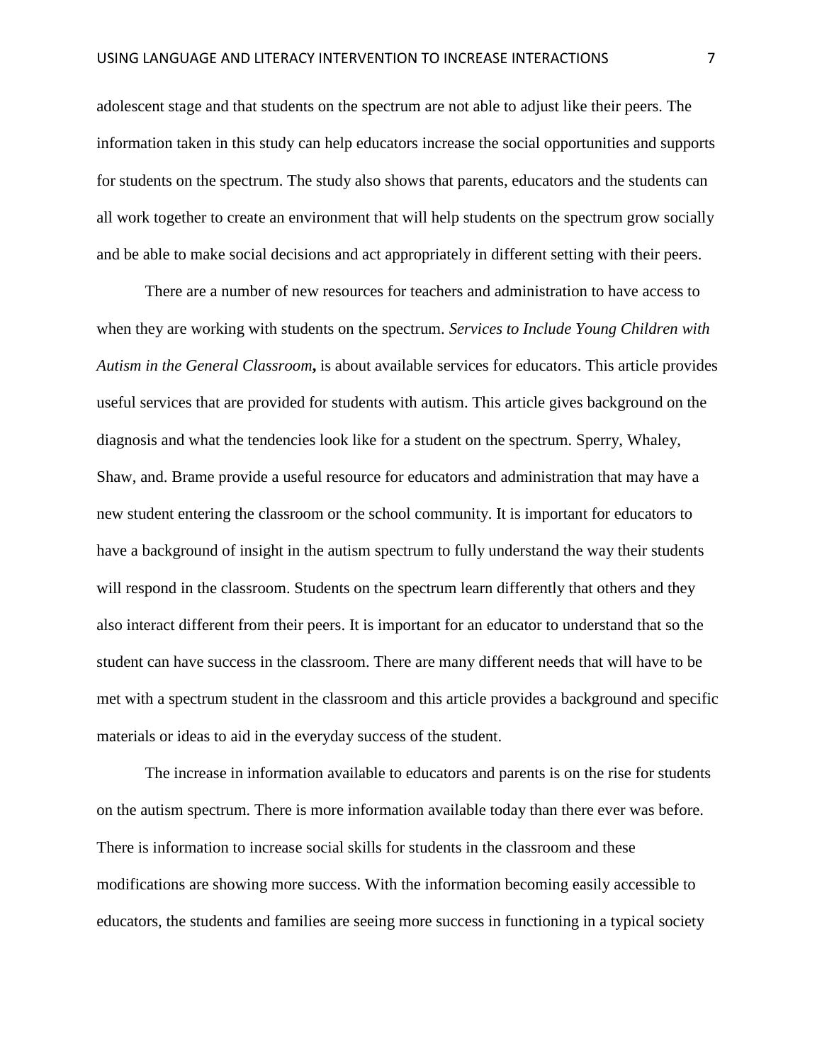adolescent stage and that students on the spectrum are not able to adjust like their peers. The information taken in this study can help educators increase the social opportunities and supports for students on the spectrum. The study also shows that parents, educators and the students can all work together to create an environment that will help students on the spectrum grow socially and be able to make social decisions and act appropriately in different setting with their peers.

There are a number of new resources for teachers and administration to have access to when they are working with students on the spectrum. *Services to Include Young Children with Autism in the General Classroom***,** is about available services for educators. This article provides useful services that are provided for students with autism. This article gives background on the diagnosis and what the tendencies look like for a student on the spectrum. Sperry, Whaley, Shaw, and. Brame provide a useful resource for educators and administration that may have a new student entering the classroom or the school community. It is important for educators to have a background of insight in the autism spectrum to fully understand the way their students will respond in the classroom. Students on the spectrum learn differently that others and they also interact different from their peers. It is important for an educator to understand that so the student can have success in the classroom. There are many different needs that will have to be met with a spectrum student in the classroom and this article provides a background and specific materials or ideas to aid in the everyday success of the student.

The increase in information available to educators and parents is on the rise for students on the autism spectrum. There is more information available today than there ever was before. There is information to increase social skills for students in the classroom and these modifications are showing more success. With the information becoming easily accessible to educators, the students and families are seeing more success in functioning in a typical society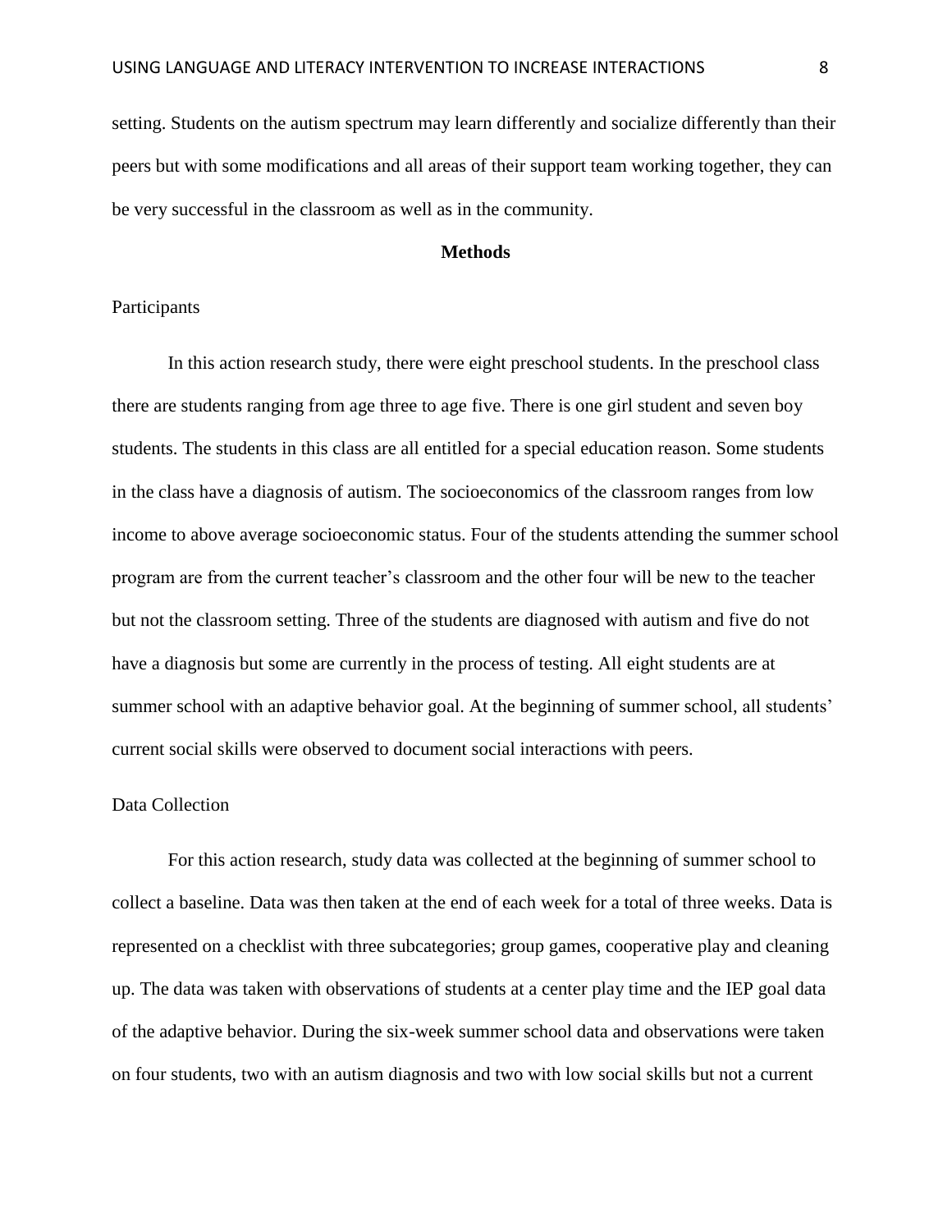setting. Students on the autism spectrum may learn differently and socialize differently than their peers but with some modifications and all areas of their support team working together, they can be very successful in the classroom as well as in the community.

## Methods

### Participants

In this action research study, there were eight preschool students. In the preschool class there are students ranging from age three to age five. There is one girl student and seven boy students. The students in this class are all entitled for a special education reason. Some students in the class have a diagnosis of autism. The socioeconomics of the classroom ranges from low income to above average socioeconomic status. Four of the students attending the summer school program are from the current teacher's classroom and the other four will be new to the teacher but not the classroom setting. Three of the students are diagnosed with autism and five do not have a diagnosis but some are currently in the process of testing. All eight students are at summer school with an adaptive behavior goal. At the beginning of summer school, all students' current social skills were observed to document social interactions with peers.

### Data Collection

For this action research, study data was collected at the beginning of summer school to collect a baseline. Data was then taken at the end of each week for a total of three weeks. Data is represented on a checklist with three subcategories; group games, cooperative play and cleaning up. The data was taken with observations of students at a center play time and the IEP goal data of the adaptive behavior. During the six-week summer school data and observations were taken on four students, two with an autism diagnosis and two with low social skills but not a current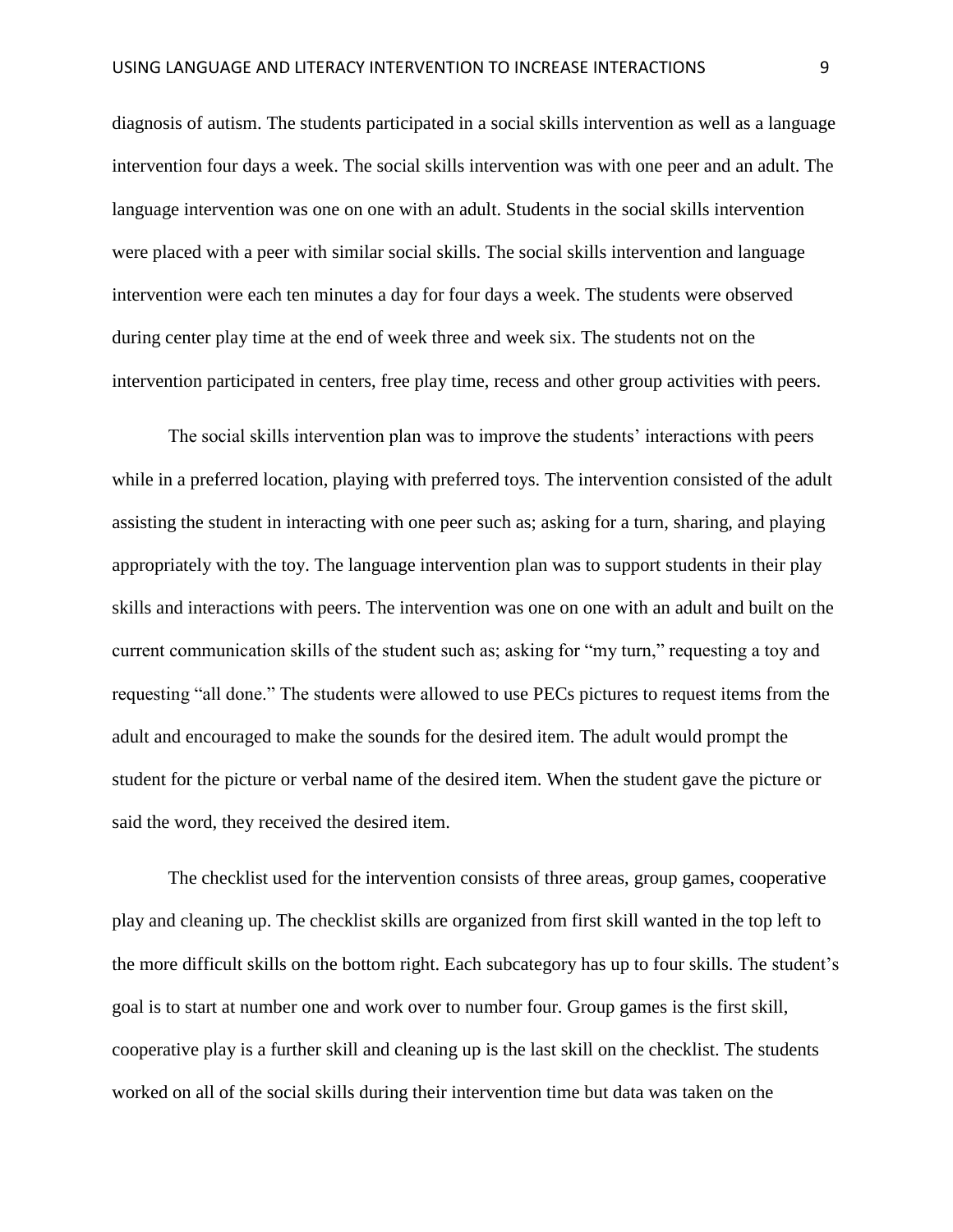diagnosis of autism. The students participated in a social skills intervention as well as a language intervention four days a week. The social skills intervention was with one peer and an adult. The language intervention was one on one with an adult. Students in the social skills intervention were placed with a peer with similar social skills. The social skills intervention and language intervention were each ten minutes a day for four days a week. The students were observed during center play time at the end of week three and week six. The students not on the intervention participated in centers, free play time, recess and other group activities with peers.

The social skills intervention plan was to improve the students' interactions with peers while in a preferred location, playing with preferred toys. The intervention consisted of the adult assisting the student in interacting with one peer such as; asking for a turn, sharing, and playing appropriately with the toy. The language intervention plan was to support students in their play skills and interactions with peers. The intervention was one on one with an adult and built on the current communication skills of the student such as; asking for "my turn," requesting a toy and requesting "all done." The students were allowed to use PECs pictures to request items from the adult and encouraged to make the sounds for the desired item. The adult would prompt the student for the picture or verbal name of the desired item. When the student gave the picture or said the word, they received the desired item.

The checklist used for the intervention consists of three areas, group games, cooperative play and cleaning up. The checklist skills are organized from first skill wanted in the top left to the more difficult skills on the bottom right. Each subcategory has up to four skills. The student's goal is to start at number one and work over to number four. Group games is the first skill, cooperative play is a further skill and cleaning up is the last skill on the checklist. The students worked on all of the social skills during their intervention time but data was taken on the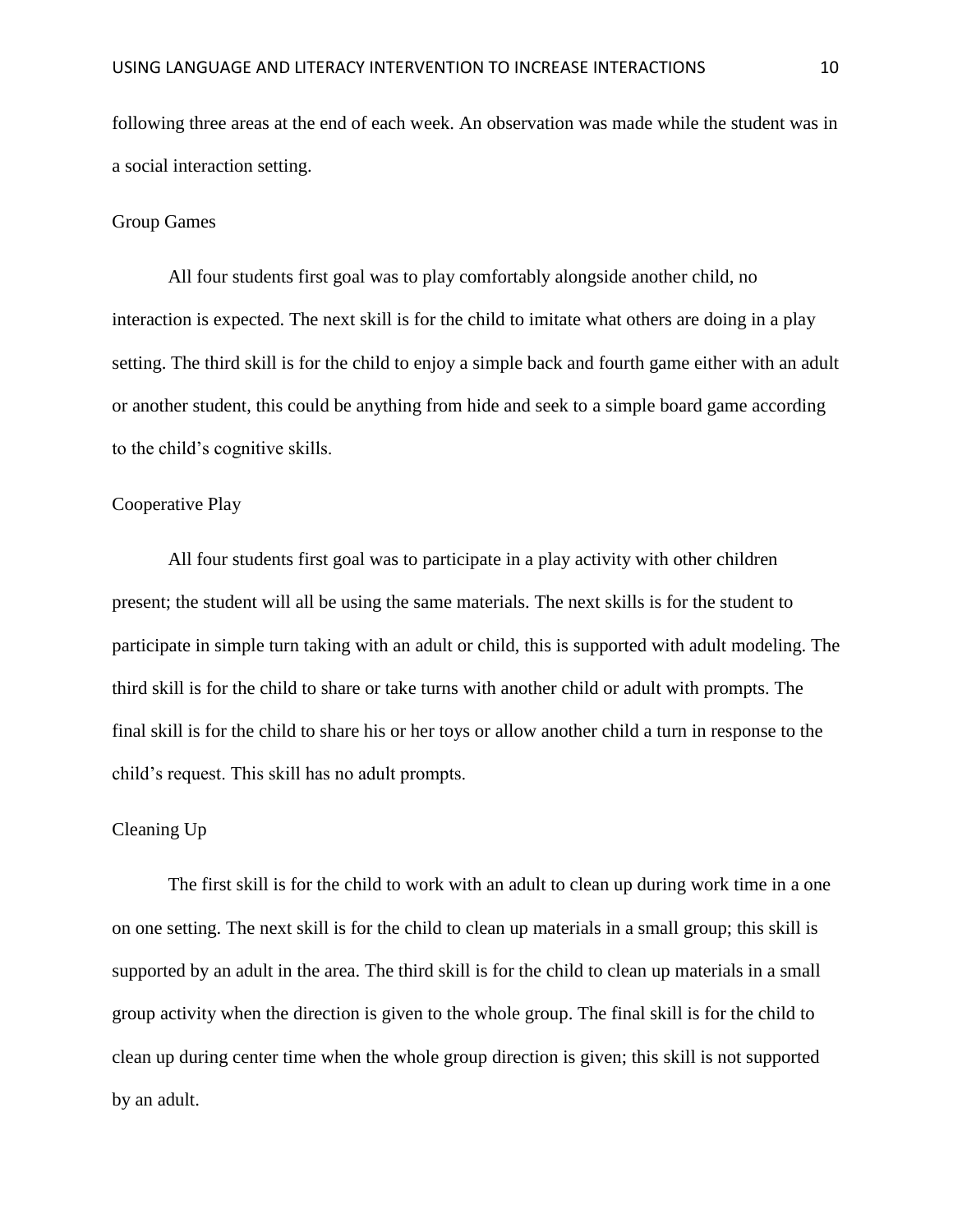following three areas at the end of each week. An observation was made while the student was in a social interaction setting.

### Group Games

All four students first goal was to play comfortably alongside another child, no interaction is expected. The next skill is for the child to imitate what others are doing in a play setting. The third skill is for the child to enjoy a simple back and fourth game either with an adult or another student, this could be anything from hide and seek to a simple board game according to the child's cognitive skills.

### Cooperative Play

All four students first goal was to participate in a play activity with other children present; the student will all be using the same materials. The next skills is for the student to participate in simple turn taking with an adult or child, this is supported with adult modeling. The third skill is for the child to share or take turns with another child or adult with prompts. The final skill is for the child to share his or her toys or allow another child a turn in response to the child's request. This skill has no adult prompts.

### Cleaning Up

The first skill is for the child to work with an adult to clean up during work time in a one on one setting. The next skill is for the child to clean up materials in a small group; this skill is supported by an adult in the area. The third skill is for the child to clean up materials in a small group activity when the direction is given to the whole group. The final skill is for the child to clean up during center time when the whole group direction is given; this skill is not supported by an adult.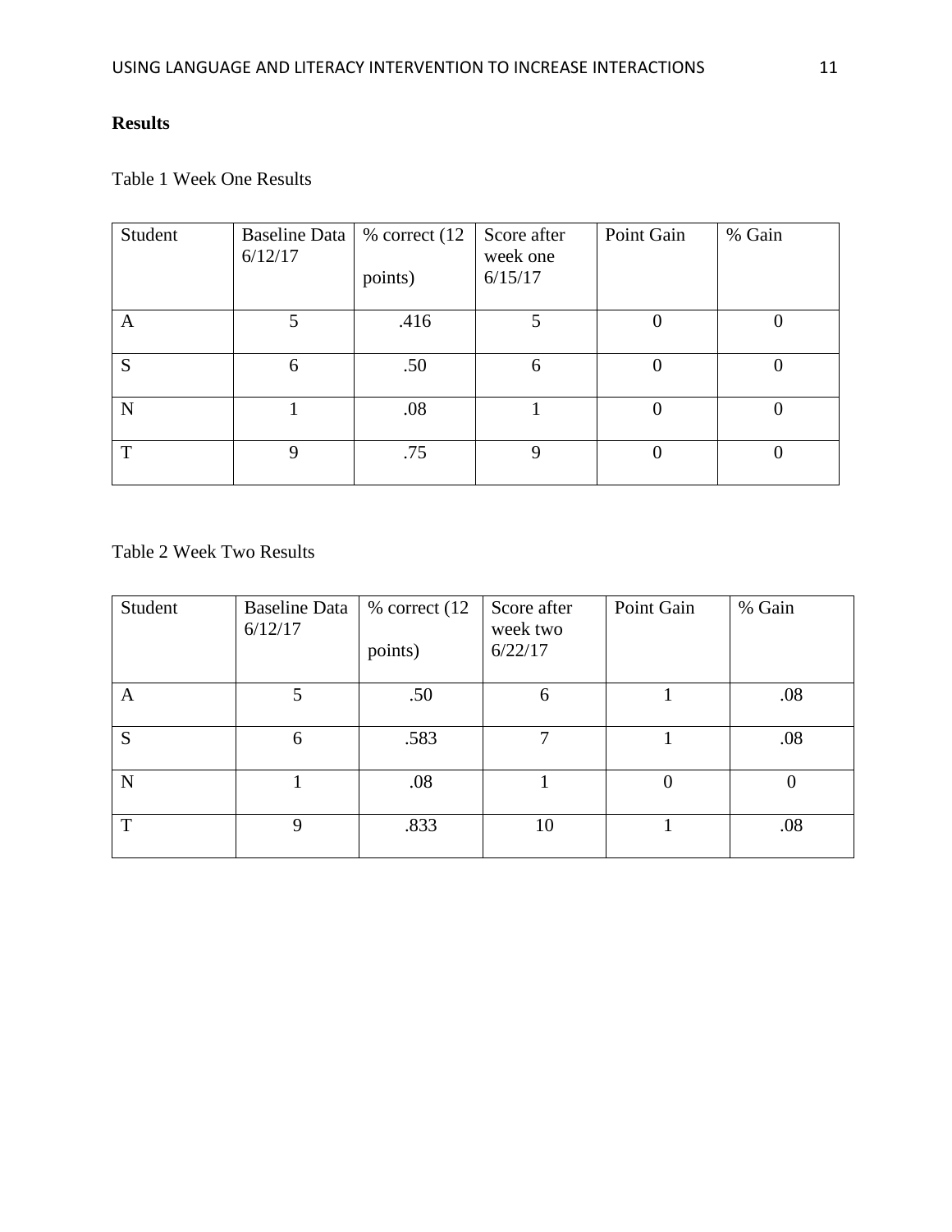**Results**

Table 1 Week One Results

| Student | Baseline Data 6/12/17 | % correct (12 points) | Score after week one 6/15/17 | Point Gain | % Gain |
|---|---|---|---|---|---|
| A | 5 | .416 | 5 | 0 | 0 |
| S | 6 | .50 | 6 | 0 | 0 |
| N | 1 | .08 | 1 | 0 | 0 |
| T | 9 | .75 | 9 | 0 | 0 |

Table 2 Week Two Results

| Student | Baseline Data 6/12/17 | % correct (12 points) | Score after week two 6/22/17 | Point Gain | % Gain |
|---|---|---|---|---|---|
| A | 5 | .50 | 6 | 1 | .08 |
| S | 6 | .583 | 7 | 1 | .08 |
| N | 1 | .08 | 1 | 0 | 0 |
| T | 9 | .833 | 10 | 1 | .08 |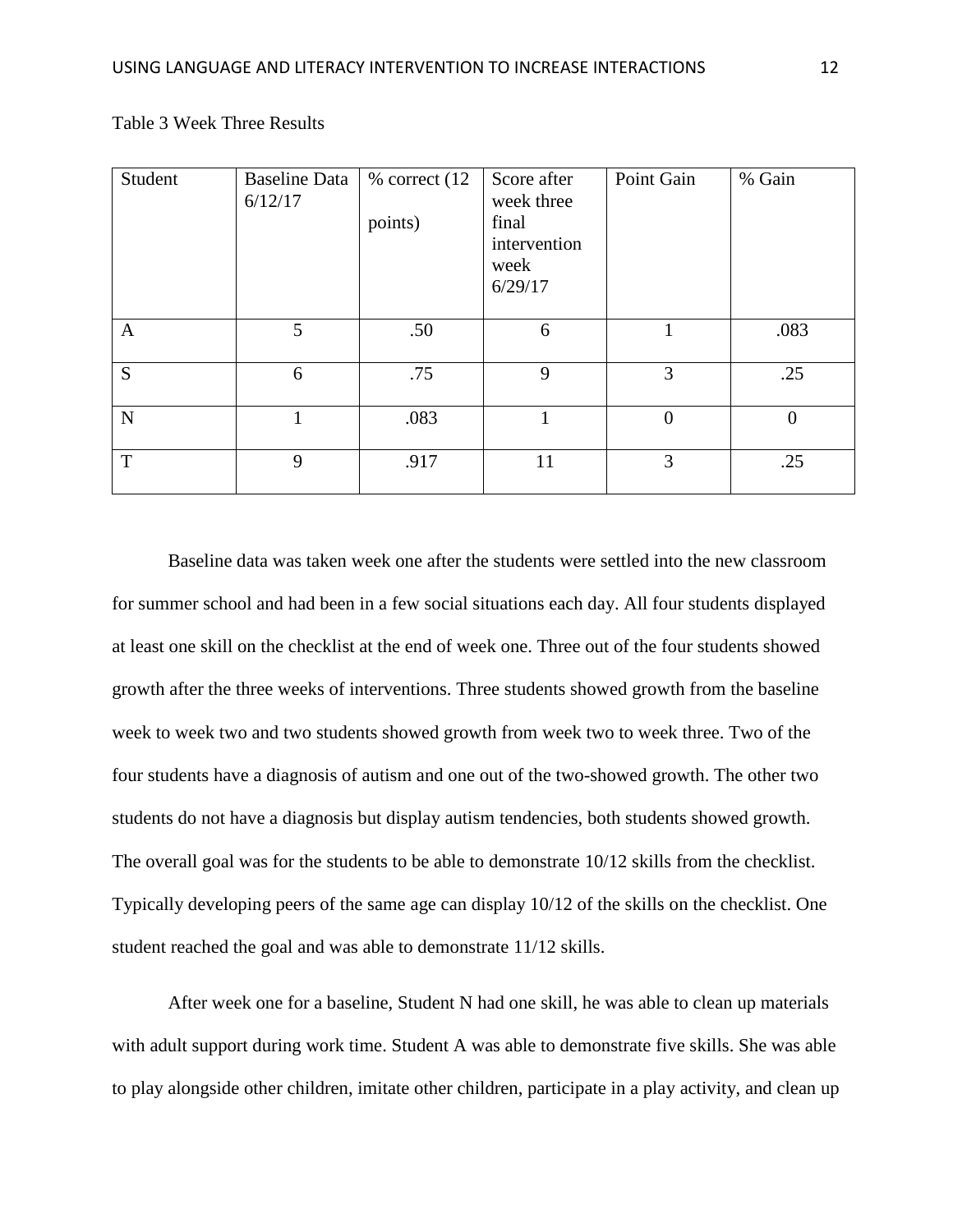Table 3 Week Three Results

| Student | Baseline Data 6/12/17 | % correct (12 points) | Score after week three final intervention week 6/29/17 | Point Gain | % Gain |
|---|---|---|---|---|---|
| A | 5 | .50 | 6 | 1 | .083 |
| S | 6 | .75 | 9 | 3 | .25 |
| N | 1 | .083 | 1 | 0 | 0 |
| T | 9 | .917 | 11 | 3 | .25 |

Baseline data was taken week one after the students were settled into the new classroom for summer school and had been in a few social situations each day. All four students displayed at least one skill on the checklist at the end of week one. Three out of the four students showed growth after the three weeks of interventions. Three students showed growth from the baseline week to week two and two students showed growth from week two to week three. Two of the four students have a diagnosis of autism and one out of the two-showed growth. The other two students do not have a diagnosis but display autism tendencies, both students showed growth. The overall goal was for the students to be able to demonstrate 10/12 skills from the checklist. Typically developing peers of the same age can display 10/12 of the skills on the checklist. One student reached the goal and was able to demonstrate 11/12 skills.

After week one for a baseline, Student N had one skill, he was able to clean up materials with adult support during work time. Student A was able to demonstrate five skills. She was able to play alongside other children, imitate other children, participate in a play activity, and clean up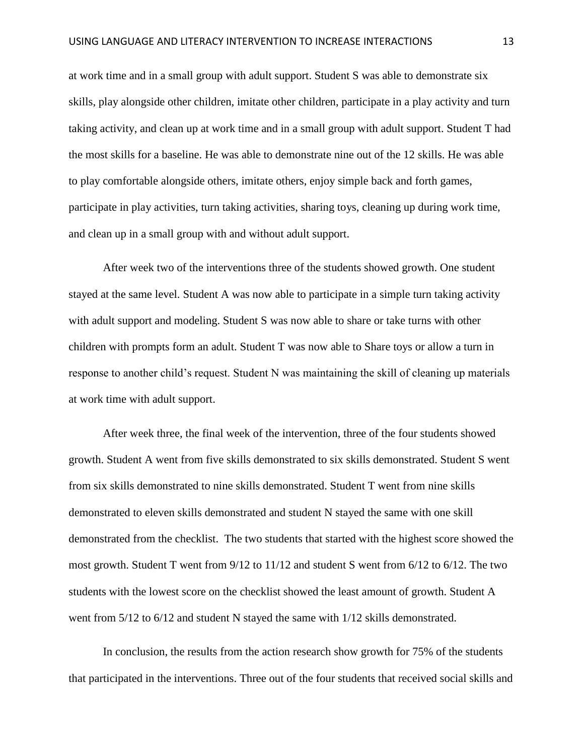at work time and in a small group with adult support. Student S was able to demonstrate six skills, play alongside other children, imitate other children, participate in a play activity and turn taking activity, and clean up at work time and in a small group with adult support. Student T had the most skills for a baseline. He was able to demonstrate nine out of the 12 skills. He was able to play comfortable alongside others, imitate others, enjoy simple back and forth games, participate in play activities, turn taking activities, sharing toys, cleaning up during work time, and clean up in a small group with and without adult support.

After week two of the interventions three of the students showed growth. One student stayed at the same level. Student A was now able to participate in a simple turn taking activity with adult support and modeling. Student S was now able to share or take turns with other children with prompts form an adult. Student T was now able to Share toys or allow a turn in response to another child's request. Student N was maintaining the skill of cleaning up materials at work time with adult support.

After week three, the final week of the intervention, three of the four students showed growth. Student A went from five skills demonstrated to six skills demonstrated. Student S went from six skills demonstrated to nine skills demonstrated. Student T went from nine skills demonstrated to eleven skills demonstrated and student N stayed the same with one skill demonstrated from the checklist. The two students that started with the highest score showed the most growth. Student T went from 9/12 to 11/12 and student S went from 6/12 to 6/12. The two students with the lowest score on the checklist showed the least amount of growth. Student A went from 5/12 to 6/12 and student N stayed the same with 1/12 skills demonstrated.

In conclusion, the results from the action research show growth for 75% of the students that participated in the interventions. Three out of the four students that received social skills and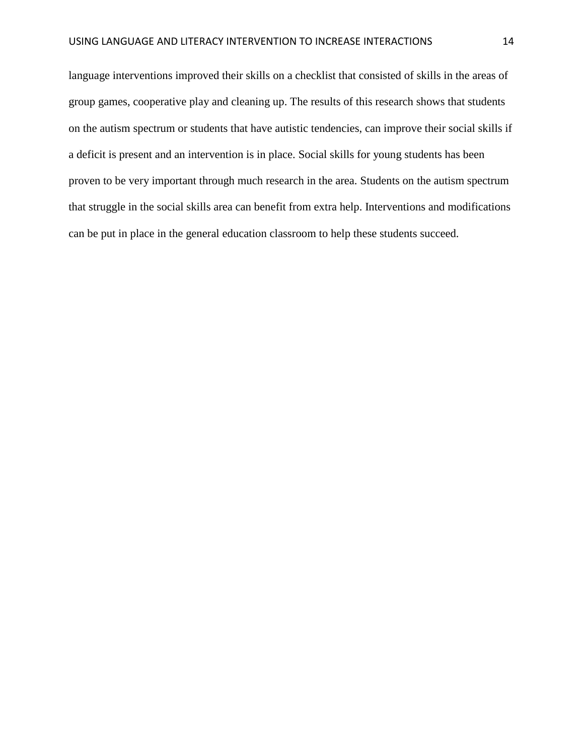language interventions improved their skills on a checklist that consisted of skills in the areas of group games, cooperative play and cleaning up. The results of this research shows that students on the autism spectrum or students that have autistic tendencies, can improve their social skills if a deficit is present and an intervention is in place. Social skills for young students has been proven to be very important through much research in the area. Students on the autism spectrum that struggle in the social skills area can benefit from extra help. Interventions and modifications can be put in place in the general education classroom to help these students succeed.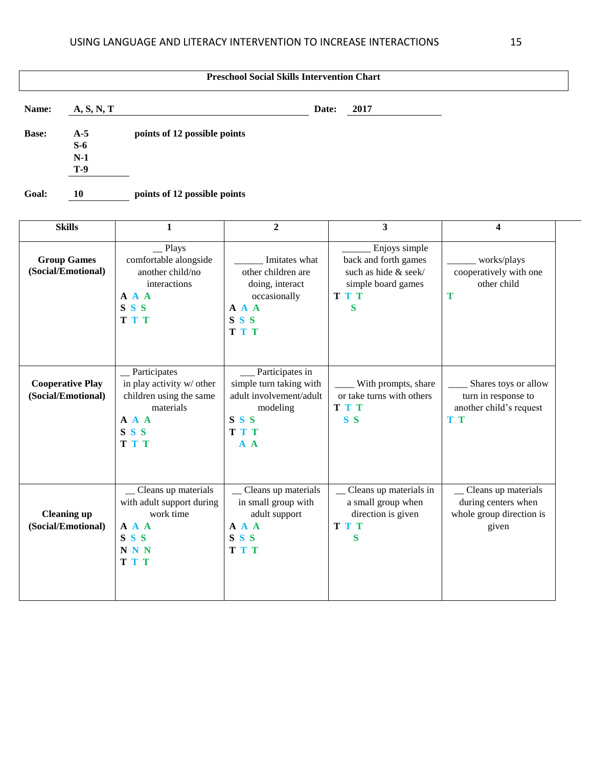**Preschool Social Skills Intervention Chart**

**Name:** A, S, N, T **Date:** 2017

**Base:** A-5, S-6, N-1, T-9 points of 12 possible points

**Goal:** 10 points of 12 possible points

| Skills | 1 | 2 | 3 | 4 |
|---|---|---|---|---|
| **Group Games (Social/Emotional)** | __ Plays comfortable alongside another child/no interactions<br>**A A A**<br>**S S S**<br>**T T T** | ______ Imitates what other children are doing, interact occasionally<br>**A A A**<br>**S S S**<br>**T T T** | ______ Enjoys simple back and forth games such as hide & seek/ simple board games<br>**T T T**<br>**S** | ______ works/plays cooperatively with one other child<br>**T** |
| **Cooperative Play (Social/Emotional)** | __ Participates in play activity w/ other children using the same materials<br>**A A A**<br>**S S S**<br>**T T T** | ___ Participates in simple turn taking with adult involvement/adult modeling<br>**S S S**<br>**T T T**<br>**A A** | ____ With prompts, share or take turns with others<br>**T T T**<br>**S S** | ____ Shares toys or allow turn in response to another child's request<br>**T T** |
| **Cleaning up (Social/Emotional)** | __ Cleans up materials with adult support during work time<br>**A A A**<br>**S S S**<br>**N N N**<br>**T T T** | __ Cleans up materials in small group with adult support<br>**A A A**<br>**S S S**<br>**T T T** | __ Cleans up materials in a small group when direction is given<br>**T T T**<br>**S** | __ Cleans up materials during centers when whole group direction is given |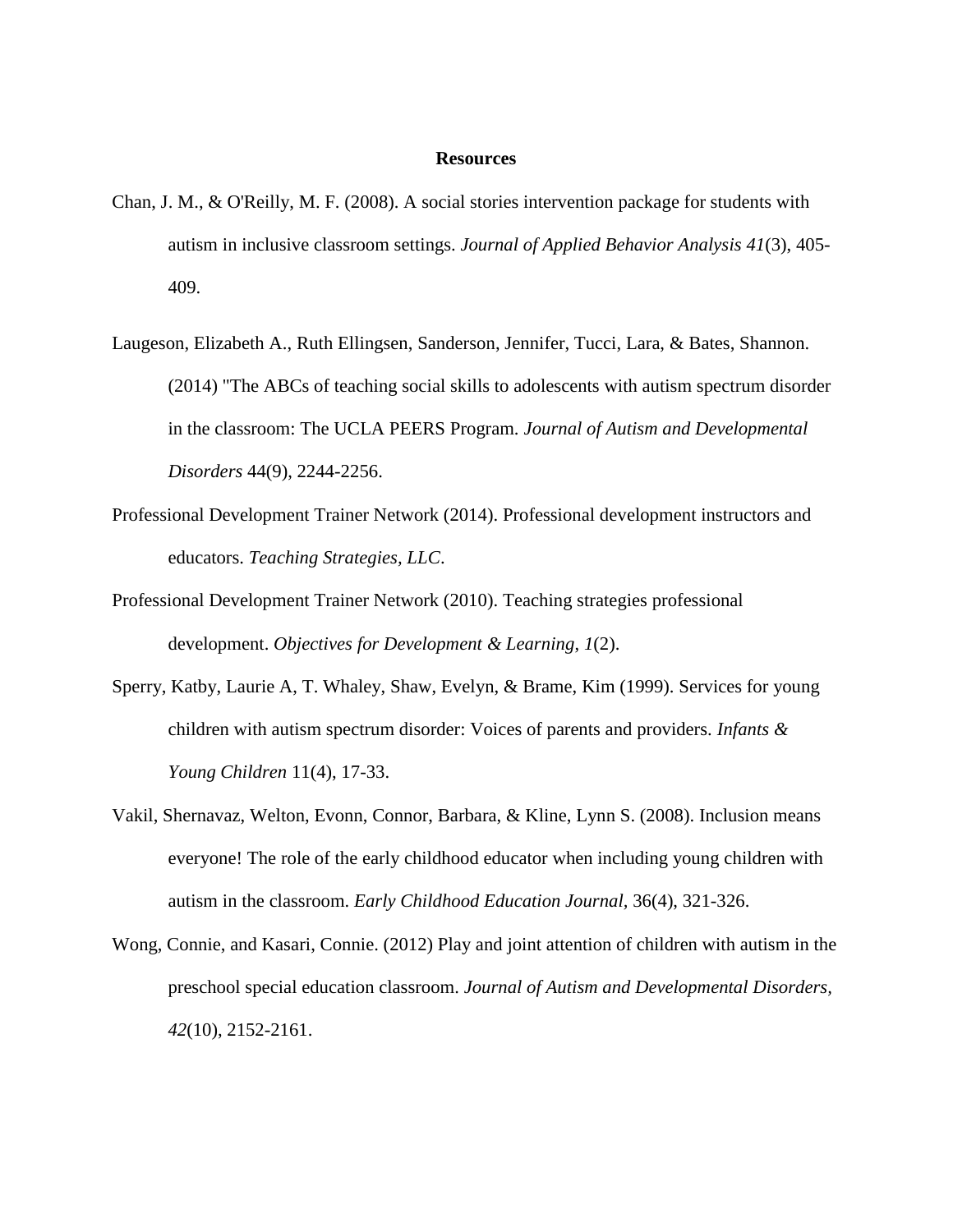**Resources**

Chan, J. M., & O'Reilly, M. F. (2008). A social stories intervention package for students with autism in inclusive classroom settings. *Journal of Applied Behavior Analysis 41*(3), 405-409.

Laugeson, Elizabeth A., Ruth Ellingsen, Sanderson, Jennifer, Tucci, Lara, & Bates, Shannon. (2014) "The ABCs of teaching social skills to adolescents with autism spectrum disorder in the classroom: The UCLA PEERS Program. *Journal of Autism and Developmental Disorders* 44(9), 2244-2256.

Professional Development Trainer Network (2014). Professional development instructors and educators. *Teaching Strategies, LLC*.

Professional Development Trainer Network (2010). Teaching strategies professional development. *Objectives for Development & Learning*, *1*(2).

Sperry, Katby, Laurie A, T. Whaley, Shaw, Evelyn, & Brame, Kim (1999). Services for young children with autism spectrum disorder: Voices of parents and providers. *Infants & Young Children* 11(4), 17-33.

Vakil, Shernavaz, Welton, Evonn, Connor, Barbara, & Kline, Lynn S. (2008). Inclusion means everyone! The role of the early childhood educator when including young children with autism in the classroom. *Early Childhood Education Journal*, 36(4), 321-326.

Wong, Connie, and Kasari, Connie. (2012) Play and joint attention of children with autism in the preschool special education classroom. *Journal of Autism and Developmental Disorders, 42*(10), 2152-2161.